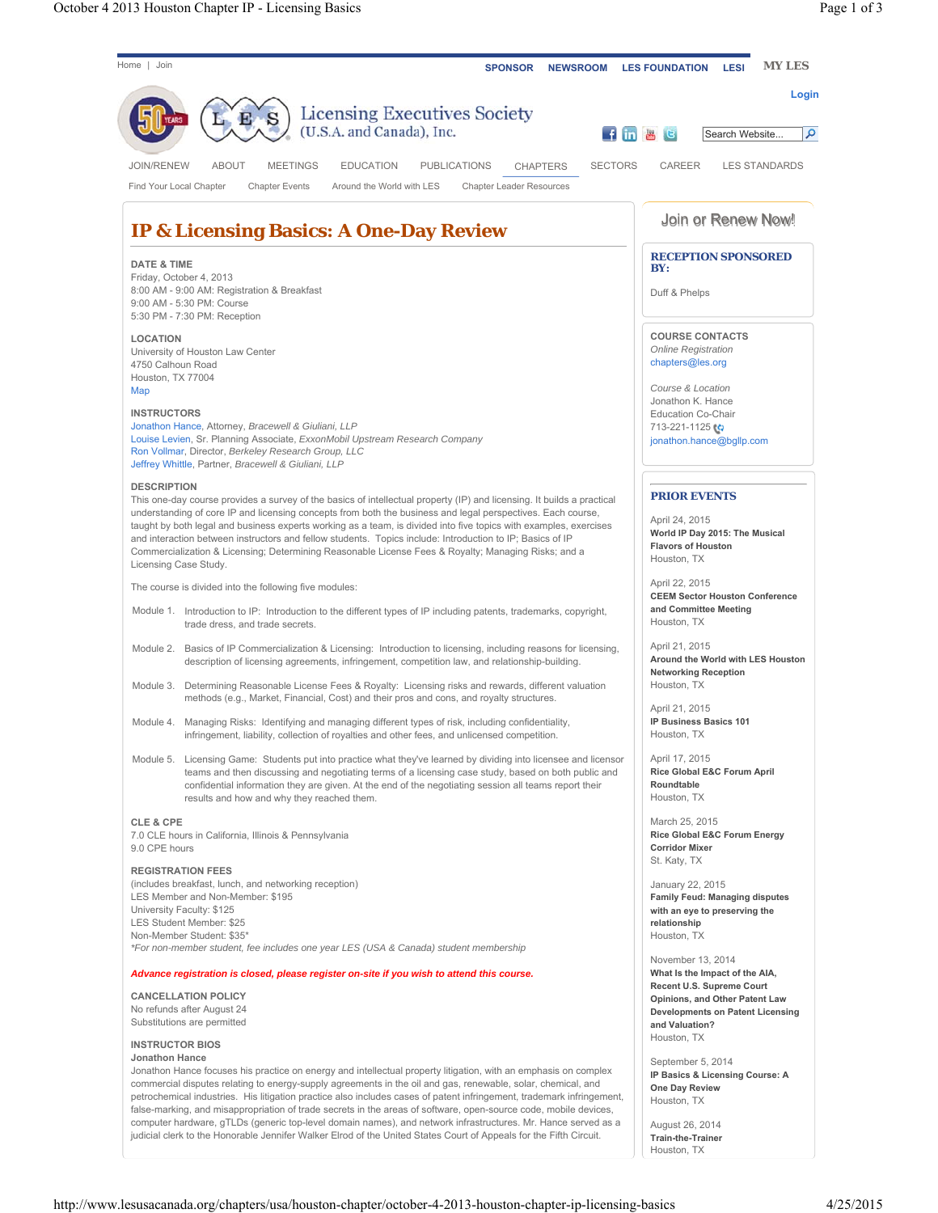Home | Join

SPONSOR NEWSROOM LES FOUNDATION LESI MY LES

Login

Licensing Executives Society (U.S.A. and Canada), Inc.

JOIN/RENEW ABOUT MEETINGS EDUCATION PUBLICATIONS CHAPTERS SECTORS CAREER LES STANDARDS

Find Your Local Chapter Chapter Events Around the World with LES Chapter Leader Resources

# IP & Licensing Basics: A One-Day Review

**DATE & TIME**
Friday, October 4, 2013
8:00 AM - 9:00 AM: Registration & Breakfast
9:00 AM - 5:30 PM: Course
5:30 PM - 7:30 PM: Reception

**LOCATION**
University of Houston Law Center
4750 Calhoun Road
Houston, TX 77004
Map

**INSTRUCTORS**
Jonathon Hance, Attorney, *Bracewell & Giuliani, LLP*
Louise Levien, Sr. Planning Associate, *ExxonMobil Upstream Research Company*
Ron Vollmar, Director, *Berkeley Research Group, LLC*
Jeffrey Whittle, Partner, *Bracewell & Giuliani, LLP*

**DESCRIPTION**
This one-day course provides a survey of the basics of intellectual property (IP) and licensing. It builds a practical understanding of core IP and licensing concepts from both the business and legal perspectives. Each course, taught by both legal and business experts working as a team, is divided into five topics with examples, exercises and interaction between instructors and fellow students. Topics include: Introduction to IP; Basics of IP Commercialization & Licensing; Determining Reasonable License Fees & Royalty; Managing Risks; and a Licensing Case Study.

The course is divided into the following five modules:

Module 1. Introduction to IP: Introduction to the different types of IP including patents, trademarks, copyright, trade dress, and trade secrets.

Module 2. Basics of IP Commercialization & Licensing: Introduction to licensing, including reasons for licensing, description of licensing agreements, infringement, competition law, and relationship-building.

Module 3. Determining Reasonable License Fees & Royalty: Licensing risks and rewards, different valuation methods (e.g., Market, Financial, Cost) and their pros and cons, and royalty structures.

Module 4. Managing Risks: Identifying and managing different types of risk, including confidentiality, infringement, liability, collection of royalties and other fees, and unlicensed competition.

Module 5. Licensing Game: Students put into practice what they've learned by dividing into licensee and licensor teams and then discussing and negotiating terms of a licensing case study, based on both public and confidential information they are given. At the end of the negotiating session all teams report their results and how and why they reached them.

**CLE & CPE**
7.0 CLE hours in California, Illinois & Pennsylvania
9.0 CPE hours

**REGISTRATION FEES**
(includes breakfast, lunch, and networking reception)
LES Member and Non-Member: $195
University Faculty: $125
LES Student Member: $25
Non-Member Student: $35*
*For non-member student, fee includes one year LES (USA & Canada) student membership*

***Advance registration is closed, please register on-site if you wish to attend this course.***

**CANCELLATION POLICY**
No refunds after August 24
Substitutions are permitted

**INSTRUCTOR BIOS**
**Jonathon Hance**
Jonathon Hance focuses his practice on energy and intellectual property litigation, with an emphasis on complex commercial disputes relating to energy-supply agreements in the oil and gas, renewable, solar, chemical, and petrochemical industries. His litigation practice also includes cases of patent infringement, trademark infringement, false-marking, and misappropriation of trade secrets in the areas of software, open-source code, mobile devices, computer hardware, gTLDs (generic top-level domain names), and network infrastructures. Mr. Hance served as a judicial clerk to the Honorable Jennifer Walker Elrod of the United States Court of Appeals for the Fifth Circuit.

Join or Renew Now!

**RECEPTION SPONSORED BY:**

Duff & Phelps

**COURSE CONTACTS**
*Online Registration*
chapters@les.org

*Course & Location*
Jonathon K. Hance
Education Co-Chair
713-221-1125
jonathon.hance@bgllp.com

**PRIOR EVENTS**

April 24, 2015
**World IP Day 2015: The Musical Flavors of Houston**
Houston, TX

April 22, 2015
**CEEM Sector Houston Conference and Committee Meeting**
Houston, TX

April 21, 2015
**Around the World with LES Houston Networking Reception**
Houston, TX

April 21, 2015
**IP Business Basics 101**
Houston, TX

April 17, 2015
**Rice Global E&C Forum April Roundtable**
Houston, TX

March 25, 2015
**Rice Global E&C Forum Energy Corridor Mixer**
St. Katy, TX

January 22, 2015
**Family Feud: Managing disputes with an eye to preserving the relationship**
Houston, TX

November 13, 2014
**What Is the Impact of the AIA, Recent U.S. Supreme Court Opinions, and Other Patent Law Developments on Patent Licensing and Valuation?**
Houston, TX

September 5, 2014
**IP Basics & Licensing Course: A One Day Review**
Houston, TX

August 26, 2014
**Train-the-Trainer**
Houston, TX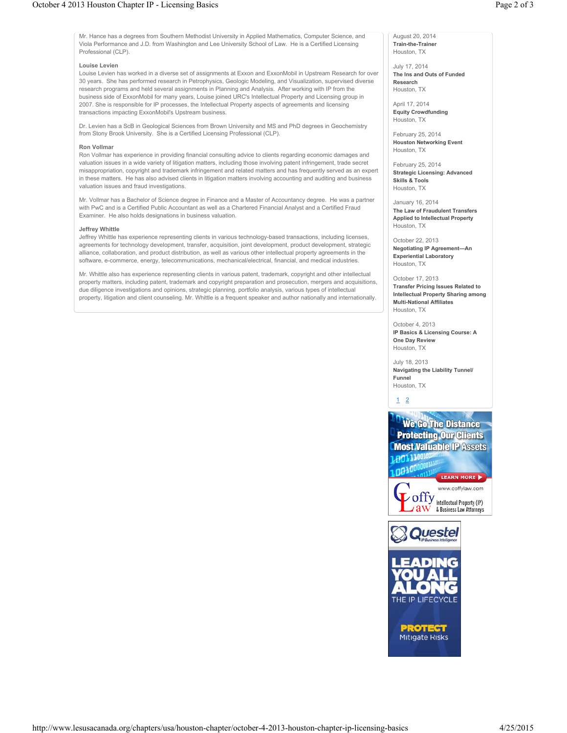Mr. Hance has a degrees from Southern Methodist University in Applied Mathematics, Computer Science, and Viola Performance and J.D. from Washington and Lee University School of Law. He is a Certified Licensing Professional (CLP).

**Louise Levien**

Louise Levien has worked in a diverse set of assignments at Exxon and ExxonMobil in Upstream Research for over 30 years. She has performed research in Petrophysics, Geologic Modeling, and Visualization, supervised diverse research programs and held several assignments in Planning and Analysis. After working with IP from the business side of ExxonMobil for many years, Louise joined URC's Intellectual Property and Licensing group in 2007. She is responsible for IP processes, the Intellectual Property aspects of agreements and licensing transactions impacting ExxonMobil's Upstream business.

Dr. Levien has a ScB in Geological Sciences from Brown University and MS and PhD degrees in Geochemistry from Stony Brook University. She is a Certified Licensing Professional (CLP).

**Ron Vollmar**

Ron Vollmar has experience in providing financial consulting advice to clients regarding economic damages and valuation issues in a wide variety of litigation matters, including those involving patent infringement, trade secret misappropriation, copyright and trademark infringement and related matters and has frequently served as an expert in these matters. He has also advised clients in litigation matters involving accounting and auditing and business valuation issues and fraud investigations.

Mr. Vollmar has a Bachelor of Science degree in Finance and a Master of Accountancy degree. He was a partner with PwC and is a Certified Public Accountant as well as a Chartered Financial Analyst and a Certified Fraud Examiner. He also holds designations in business valuation.

**Jeffrey Whittle**

Jeffrey Whittle has experience representing clients in various technology-based transactions, including licenses, agreements for technology development, transfer, acquisition, joint development, product development, strategic alliance, collaboration, and product distribution, as well as various other intellectual property agreements in the software, e-commerce, energy, telecommunications, mechanical/electrical, financial, and medical industries.

Mr. Whittle also has experience representing clients in various patent, trademark, copyright and other intellectual property matters, including patent, trademark and copyright preparation and prosecution, mergers and acquisitions, due diligence investigations and opinions, strategic planning, portfolio analysis, various types of intellectual property, litigation and client counseling. Mr. Whittle is a frequent speaker and author nationally and internationally.

August 20, 2014
**Train-the-Trainer**
Houston, TX

July 17, 2014
**The Ins and Outs of Funded Research**
Houston, TX

April 17, 2014
**Equity Crowdfunding**
Houston, TX

February 25, 2014
**Houston Networking Event**
Houston, TX

February 25, 2014
**Strategic Licensing: Advanced Skills & Tools**
Houston, TX

January 16, 2014
**The Law of Fraudulent Transfers Applied to Intellectual Property**
Houston, TX

October 22, 2013
**Negotiating IP Agreement—An Experiential Laboratory**
Houston, TX

October 17, 2013
**Transfer Pricing Issues Related to Intellectual Property Sharing among Multi-National Affiliates**
Houston, TX

October 4, 2013
**IP Basics & Licensing Course: A One Day Review**
Houston, TX

July 18, 2013
**Navigating the Liability Tunnel/ Funnel**
Houston, TX

1 2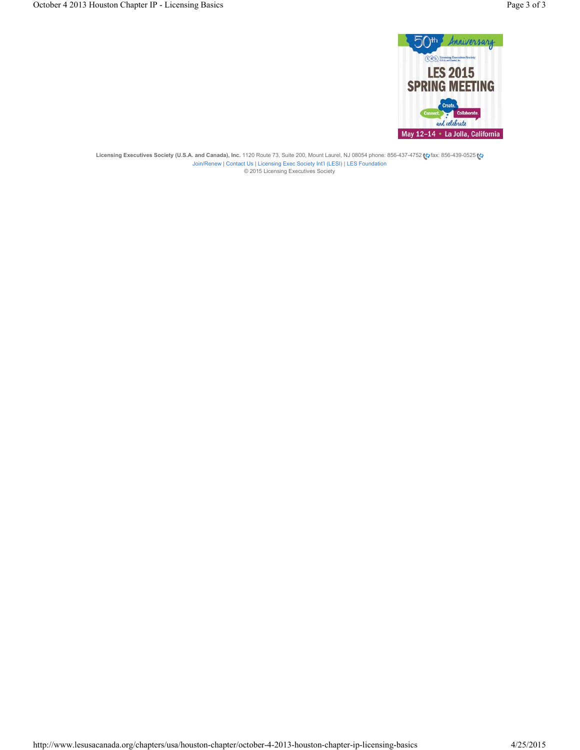**Licensing Executives Society (U.S.A. and Canada), Inc.** 1120 Route 73, Suite 200, Mount Laurel, NJ 08054 phone: 856-437-4752 fax: 856-439-0525

Join/Renew | Contact Us | Licensing Exec Society Int'l (LESI) | LES Foundation

© 2015 Licensing Executives Society